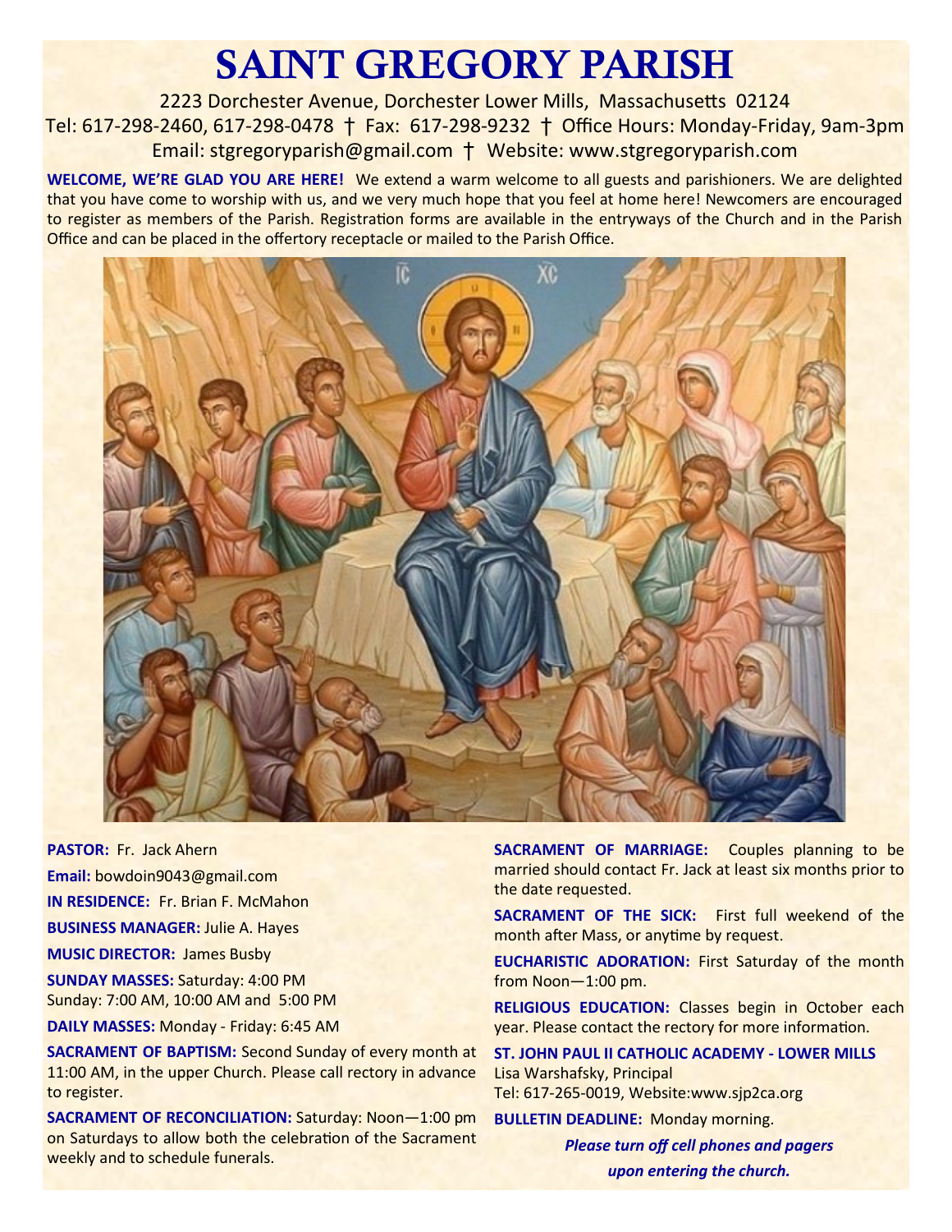# SAINT GREGORY PARISH

2223 Dorchester Avenue, Dorchester Lower Mills, Massachusetts 02124
Tel: 617-298-2460, 617-298-0478 † Fax: 617-298-9232 † Office Hours: Monday-Friday, 9am-3pm
Email: stgregoryparish@gmail.com † Website: www.stgregoryparish.com

**WELCOME, WE'RE GLAD YOU ARE HERE!** We extend a warm welcome to all guests and parishioners. We are delighted that you have come to worship with us, and we very much hope that you feel at home here! Newcomers are encouraged to register as members of the Parish. Registration forms are available in the entryways of the Church and in the Parish Office and can be placed in the offertory receptacle or mailed to the Parish Office.

**PASTOR:** Fr. Jack Ahern

**Email:** bowdoin9043@gmail.com

**IN RESIDENCE:** Fr. Brian F. McMahon

**BUSINESS MANAGER:** Julie A. Hayes

**MUSIC DIRECTOR:** James Busby

**SUNDAY MASSES:** Saturday: 4:00 PM
Sunday: 7:00 AM, 10:00 AM and 5:00 PM

**DAILY MASSES:** Monday - Friday: 6:45 AM

**SACRAMENT OF BAPTISM:** Second Sunday of every month at 11:00 AM, in the upper Church. Please call rectory in advance to register.

**SACRAMENT OF RECONCILIATION:** Saturday: Noon—1:00 pm on Saturdays to allow both the celebration of the Sacrament weekly and to schedule funerals.

**SACRAMENT OF MARRIAGE:** Couples planning to be married should contact Fr. Jack at least six months prior to the date requested.

**SACRAMENT OF THE SICK:** First full weekend of the month after Mass, or anytime by request.

**EUCHARISTIC ADORATION:** First Saturday of the month from Noon—1:00 pm.

**RELIGIOUS EDUCATION:** Classes begin in October each year. Please contact the rectory for more information.

**ST. JOHN PAUL II CATHOLIC ACADEMY - LOWER MILLS**
Lisa Warshafsky, Principal
Tel: 617-265-0019, Website:www.sjp2ca.org

**BULLETIN DEADLINE:** Monday morning.

***Please turn off cell phones and pagers upon entering the church.***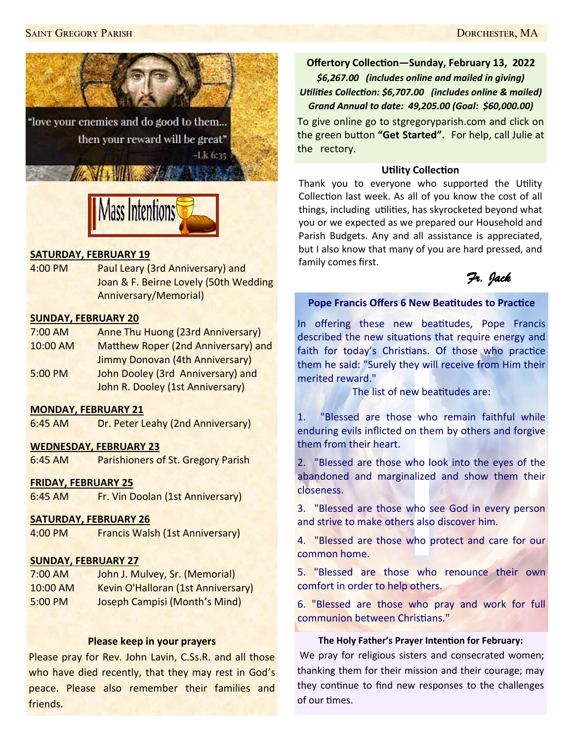"love your enemies and do good to them... then your reward will be great" -Lk 6:35

## Mass Intentions

**SATURDAY, FEBRUARY 19**

4:00 PM Paul Leary (3rd Anniversary) and Joan & F. Beirne Lovely (50th Wedding Anniversary/Memorial)

**SUNDAY, FEBRUARY 20**

7:00 AM Anne Thu Huong (23rd Anniversary)
10:00 AM Matthew Roper (2nd Anniversary) and Jimmy Donovan (4th Anniversary)
5:00 PM John Dooley (3rd Anniversary) and John R. Dooley (1st Anniversary)

**MONDAY, FEBRUARY 21**

6:45 AM Dr. Peter Leahy (2nd Anniversary)

**WEDNESDAY, FEBRUARY 23**

6:45 AM Parishioners of St. Gregory Parish

**FRIDAY, FEBRUARY 25**

6:45 AM Fr. Vin Doolan (1st Anniversary)

**SATURDAY, FEBRUARY 26**

4:00 PM Francis Walsh (1st Anniversary)

**SUNDAY, FEBRUARY 27**

7:00 AM John J. Mulvey, Sr. (Memorial)
10:00 AM Kevin O'Halloran (1st Anniversary)
5:00 PM Joseph Campisi (Month's Mind)

### Please keep in your prayers

Please pray for Rev. John Lavin, C.Ss.R. and all those who have died recently, that they may rest in God's peace. Please also remember their families and friends.

**Offertory Collection—Sunday, February 13, 2022**

***$6,267.00 (includes online and mailed in giving)***

***Utilities Collection: $6,707.00 (includes online & mailed)***

***Grand Annual to date: 49,205.00 (Goal: $60,000.00)***

To give online go to stgregoryparish.com and click on the green button **"Get Started".** For help, call Julie at the rectory.

### Utility Collection

Thank you to everyone who supported the Utility Collection last week. As all of you know the cost of all things, including utilities, has skyrocketed beyond what you or we expected as we prepared our Household and Parish Budgets. Any and all assistance is appreciated, but I also know that many of you are hard pressed, and family comes first.

*Fr. Jack*

### Pope Francis Offers 6 New Beatitudes to Practice

In offering these new beatitudes, Pope Francis described the new situations that require energy and faith for today's Christians. Of those who practice them he said: "Surely they will receive from Him their merited reward."

The list of new beatitudes are:

1. "Blessed are those who remain faithful while enduring evils inflicted on them by others and forgive them from their heart.
2. "Blessed are those who look into the eyes of the abandoned and marginalized and show them their closeness.
3. "Blessed are those who see God in every person and strive to make others also discover him.
4. "Blessed are those who protect and care for our common home.
5. "Blessed are those who renounce their own comfort in order to help others.
6. "Blessed are those who pray and work for full communion between Christians."

**The Holy Father's Prayer Intention for February:**

We pray for religious sisters and consecrated women; thanking them for their mission and their courage; may they continue to find new responses to the challenges of our times.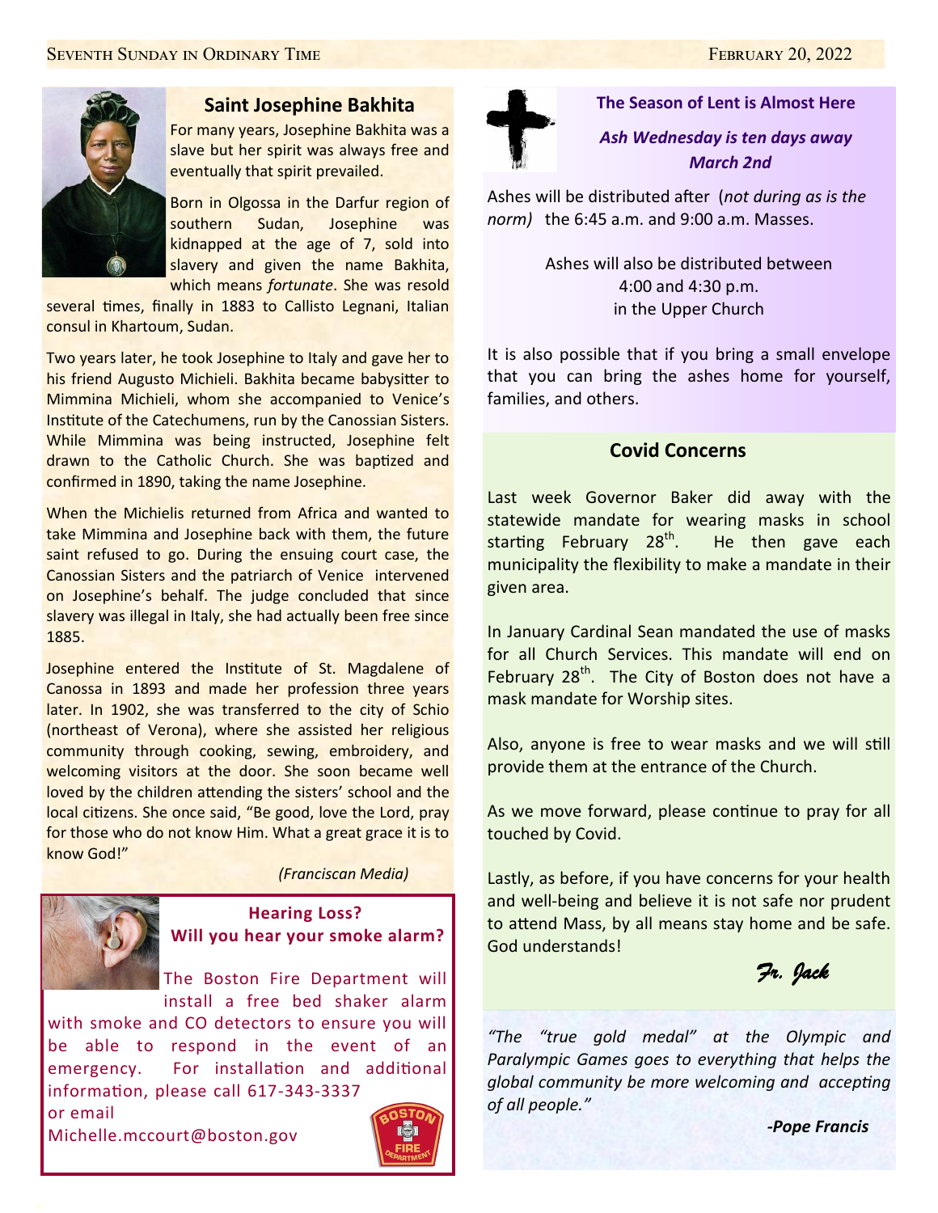## Saint Josephine Bakhita

For many years, Josephine Bakhita was a slave but her spirit was always free and eventually that spirit prevailed.

Born in Olgossa in the Darfur region of southern Sudan, Josephine was kidnapped at the age of 7, sold into slavery and given the name Bakhita, which means *fortunate*. She was resold several times, finally in 1883 to Callisto Legnani, Italian consul in Khartoum, Sudan.

Two years later, he took Josephine to Italy and gave her to his friend Augusto Michieli. Bakhita became babysitter to Mimmina Michieli, whom she accompanied to Venice's Institute of the Catechumens, run by the Canossian Sisters. While Mimmina was being instructed, Josephine felt drawn to the Catholic Church. She was baptized and confirmed in 1890, taking the name Josephine.

When the Michielis returned from Africa and wanted to take Mimmina and Josephine back with them, the future saint refused to go. During the ensuing court case, the Canossian Sisters and the patriarch of Venice intervened on Josephine's behalf. The judge concluded that since slavery was illegal in Italy, she had actually been free since 1885.

Josephine entered the Institute of St. Magdalene of Canossa in 1893 and made her profession three years later. In 1902, she was transferred to the city of Schio (northeast of Verona), where she assisted her religious community through cooking, sewing, embroidery, and welcoming visitors at the door. She soon became well loved by the children attending the sisters' school and the local citizens. She once said, "Be good, love the Lord, pray for those who do not know Him. What a great grace it is to know God!"

*(Franciscan Media)*

### Hearing Loss? Will you hear your smoke alarm?

The Boston Fire Department will install a free bed shaker alarm with smoke and CO detectors to ensure you will be able to respond in the event of an emergency. For installation and additional information, please call 617-343-3337 or email Michelle.mccourt@boston.gov

### The Season of Lent is Almost Here

***Ash Wednesday is ten days away***
***March 2nd***

Ashes will be distributed after (*not during as is the norm)* the 6:45 a.m. and 9:00 a.m. Masses.

Ashes will also be distributed between 4:00 and 4:30 p.m. in the Upper Church

It is also possible that if you bring a small envelope that you can bring the ashes home for yourself, families, and others.

## Covid Concerns

Last week Governor Baker did away with the statewide mandate for wearing masks in school starting February 28th. He then gave each municipality the flexibility to make a mandate in their given area.

In January Cardinal Sean mandated the use of masks for all Church Services. This mandate will end on February 28th. The City of Boston does not have a mask mandate for Worship sites.

Also, anyone is free to wear masks and we will still provide them at the entrance of the Church.

As we move forward, please continue to pray for all touched by Covid.

Lastly, as before, if you have concerns for your health and well-being and believe it is not safe nor prudent to attend Mass, by all means stay home and be safe. God understands!

*Fr. Jack*

*"The "true gold medal" at the Olympic and Paralympic Games goes to everything that helps the global community be more welcoming and accepting of all people."*

***-Pope Francis***